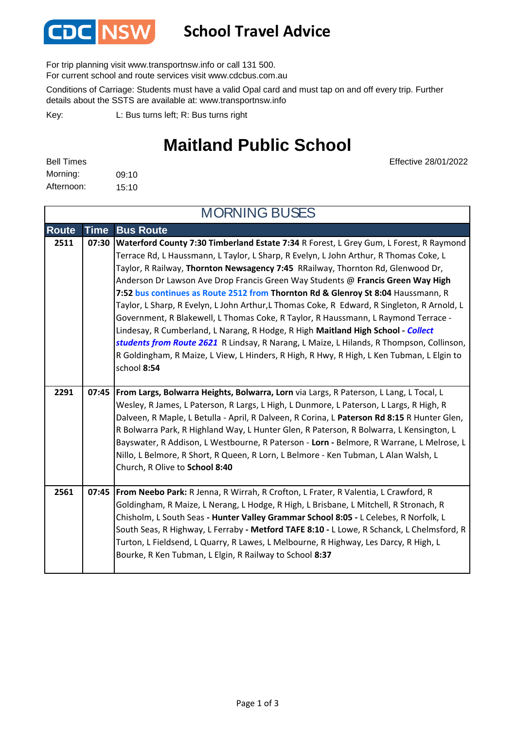CDC NSW

# School Travel Advice

For trip planning visit www.transportnsw.info or call 131 500.
For current school and route services visit www.cdcbus.com.au

Conditions of Carriage: Students must have a valid Opal card and must tap on and off every trip. Further details about the SSTS are available at: www.transportnsw.info

Key: L: Bus turns left; R: Bus turns right

## Maitland Public School

Effective 28/01/2022

Bell Times
Morning: 09:10
Afternoon: 15:10

### MORNING BUSES

| Route | Time | Bus Route |
|---|---|---|
| 2511 | 07:30 | **Waterford County 7:30 Timberland Estate 7:34** R Forest, L Grey Gum, L Forest, R Raymond Terrace Rd, L Haussmann, L Taylor, L Sharp, R Evelyn, L John Arthur, R Thomas Coke, L Taylor, R Railway, **Thornton Newsagency 7:45** RRailway, Thornton Rd, Glenwood Dr, Anderson Dr Lawson Ave Drop Francis Green Way Students @ **Francis Green Way High 7:52** bus continues as Route 2512 from **Thornton Rd & Glenroy St 8:04** Haussmann, R Taylor, L Sharp, R Evelyn, L John Arthur,L Thomas Coke, R Edward, R Singleton, R Arnold, L Government, R Blakewell, L Thomas Coke, R Taylor, R Haussmann, L Raymond Terrace - Lindesay, R Cumberland, L Narang, R Hodge, R High **Maitland High School** - ***Collect students from Route 2621*** R Lindsay, R Narang, L Maize, L Hilands, R Thompson, Collinson, R Goldingham, R Maize, L View, L Hinders, R High, R Hwy, R High, L Ken Tubman, L Elgin to school **8:54** |
| 2291 | 07:45 | **From Largs, Bolwarra Heights, Bolwarra, Lorn** via Largs, R Paterson, L Lang, L Tocal, L Wesley, R James, L Paterson, R Largs, L High, L Dunmore, L Paterson, L Largs, R High, R Dalveen, R Maple, L Betulla - April, R Dalveen, R Corina, L **Paterson Rd 8:15** R Hunter Glen, R Bolwarra Park, R Highland Way, L Hunter Glen, R Paterson, R Bolwarra, L Kensington, L Bayswater, R Addison, L Westbourne, R Paterson - **Lorn -** Belmore, R Warrane, L Melrose, L Nillo, L Belmore, R Short, R Queen, R Lorn, L Belmore - Ken Tubman, L Alan Walsh, L Church, R Olive to **School 8:40** |
| 2561 | 07:45 | **From Neebo Park:** R Jenna, R Wirrah, R Crofton, L Frater, R Valentia, L Crawford, R Goldingham, R Maize, L Nerang, L Hodge, R High, L Brisbane, L Mitchell, R Stronach, R Chisholm, L South Seas **- Hunter Valley Grammar School 8:05 -** L Celebes, R Norfolk, L South Seas, R Highway, L Ferraby **- Metford TAFE 8:10 -** L Lowe, R Schanck, L Chelmsford, R Turton, L Fieldsend, L Quarry, R Lawes, L Melbourne, R Highway, Les Darcy, R High, L Bourke, R Ken Tubman, L Elgin, R Railway to School **8:37** |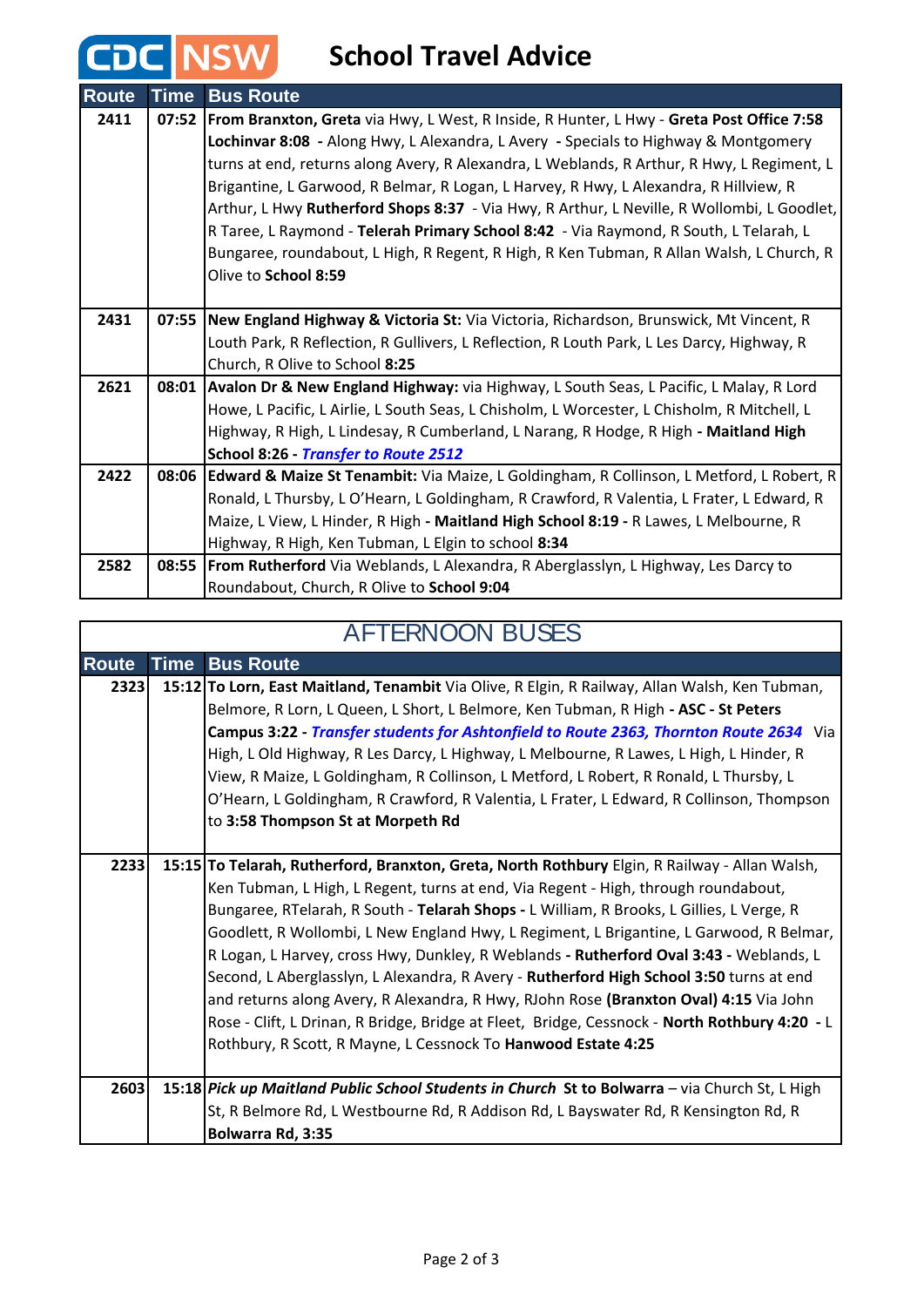CDC NSW

# School Travel Advice

| Route | Time | Bus Route |
|---|---|---|
| 2411 | 07:52 | **From Branxton, Greta** via Hwy, L West, R Inside, R Hunter, L Hwy - **Greta Post Office 7:58 Lochinvar 8:08** - Along Hwy, L Alexandra, L Avery - Specials to Highway & Montgomery turns at end, returns along Avery, R Alexandra, L Weblands, R Arthur, R Hwy, L Regiment, L Brigantine, L Garwood, R Belmar, R Logan, L Harvey, R Hwy, L Alexandra, R Hillview, R Arthur, L Hwy **Rutherford Shops 8:37** - Via Hwy, R Arthur, L Neville, R Wollombi, L Goodlet, R Taree, L Raymond - **Telerah Primary School 8:42** - Via Raymond, R South, L Telarah, L Bungaree, roundabout, L High, R Regent, R High, R Ken Tubman, R Allan Walsh, L Church, R Olive to **School 8:59** |
| 2431 | 07:55 | **New England Highway & Victoria St:** Via Victoria, Richardson, Brunswick, Mt Vincent, R Louth Park, R Reflection, R Gullivers, L Reflection, R Louth Park, L Les Darcy, Highway, R Church, R Olive to School **8:25** |
| 2621 | 08:01 | **Avalon Dr & New England Highway:** via Highway, L South Seas, L Pacific, L Malay, R Lord Howe, L Pacific, L Airlie, L South Seas, L Chisholm, L Worcester, L Chisholm, R Mitchell, L Highway, R High, L Lindesay, R Cumberland, L Narang, R Hodge, R High - **Maitland High School 8:26** - ***Transfer to Route 2512*** |
| 2422 | 08:06 | **Edward & Maize St Tenambit:** Via Maize, L Goldingham, R Collinson, L Metford, L Robert, R Ronald, L Thursby, L O'Hearn, L Goldingham, R Crawford, R Valentia, L Frater, L Edward, R Maize, L View, L Hinder, R High - **Maitland High School 8:19 -** R Lawes, L Melbourne, R Highway, R High, Ken Tubman, L Elgin to school **8:34** |
| 2582 | 08:55 | **From Rutherford** Via Weblands, L Alexandra, R Aberglasslyn, L Highway, Les Darcy to Roundabout, Church, R Olive to **School 9:04** |

## AFTERNOON BUSES

| Route | Time | Bus Route |
|---|---|---|
| 2323 | 15:12 | **To Lorn, East Maitland, Tenambit** Via Olive, R Elgin, R Railway, Allan Walsh, Ken Tubman, Belmore, R Lorn, L Queen, L Short, L Belmore, Ken Tubman, R High **- ASC - St Peters Campus 3:22** - ***Transfer students for Ashtonfield to Route 2363, Thornton Route 2634*** Via High, L Old Highway, R Les Darcy, L Highway, L Melbourne, R Lawes, L High, L Hinder, R View, R Maize, L Goldingham, R Collinson, L Metford, L Robert, R Ronald, L Thursby, L O'Hearn, L Goldingham, R Crawford, R Valentia, L Frater, L Edward, R Collinson, Thompson to **3:58 Thompson St at Morpeth Rd** |
| 2233 | 15:15 | **To Telarah, Rutherford, Branxton, Greta, North Rothbury** Elgin, R Railway - Allan Walsh, Ken Tubman, L High, L Regent, turns at end, Via Regent - High, through roundabout, Bungaree, RTelarah, R South - **Telarah Shops -** L William, R Brooks, L Gillies, L Verge, R Goodlett, R Wollombi, L New England Hwy, L Regiment, L Brigantine, L Garwood, R Belmar, R Logan, L Harvey, cross Hwy, Dunkley, R Weblands - **Rutherford Oval 3:43 -** Weblands, L Second, L Aberglasslyn, L Alexandra, R Avery - **Rutherford High School 3:50** turns at end and returns along Avery, R Alexandra, R Hwy, RJohn Rose **(Branxton Oval) 4:15** Via John Rose - Clift, L Drinan, R Bridge, Bridge at Fleet, Bridge, Cessnock - **North Rothbury 4:20** - L Rothbury, R Scott, R Mayne, L Cessnock To **Hanwood Estate 4:25** |
| 2603 | 15:18 | ***Pick up Maitland Public School Students in Church*** **St to Bolwarra** – via Church St, L High St, R Belmore Rd, L Westbourne Rd, R Addison Rd, L Bayswater Rd, R Kensington Rd, R **Bolwarra Rd, 3:35** |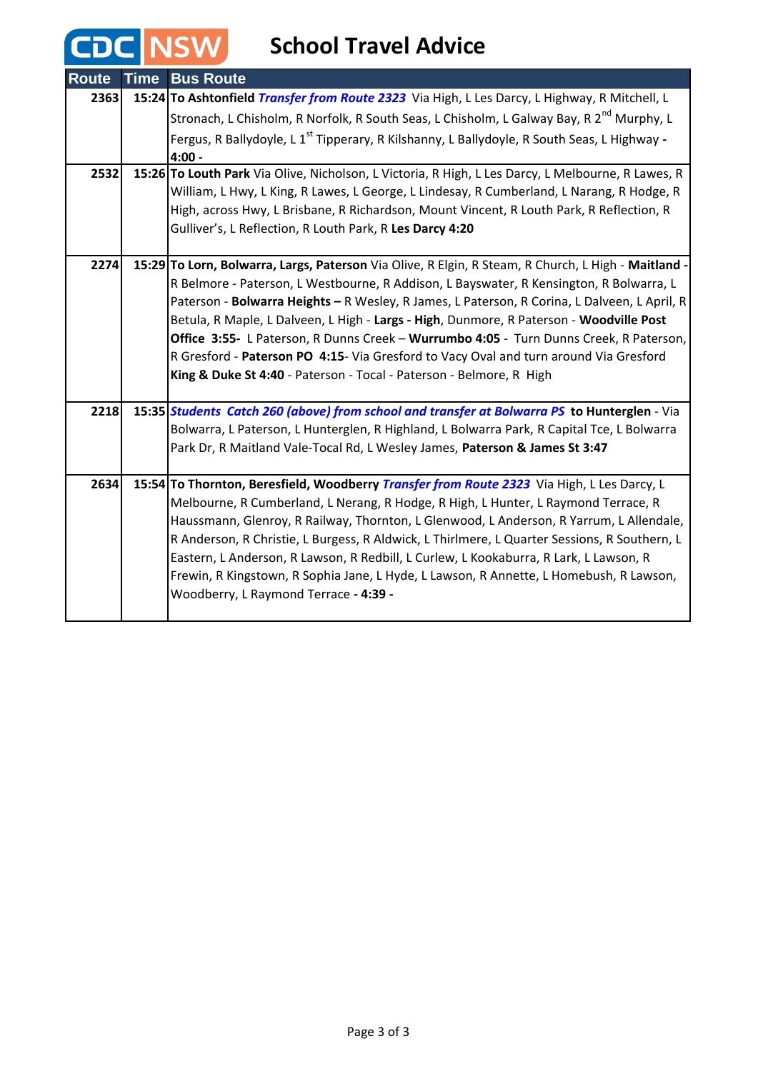# School Travel Advice

| Route | Time | Bus Route |
|---|---|---|
| 2363 | 15:24 | **To Ashtonfield** ***Transfer from Route 2323*** Via High, L Les Darcy, L Highway, R Mitchell, L Stronach, L Chisholm, R Norfolk, R South Seas, L Chisholm, L Galway Bay, R 2nd Murphy, L Fergus, R Ballydoyle, L 1st Tipperary, R Kilshanny, L Ballydoyle, R South Seas, L Highway **- 4:00 -** |
| 2532 | 15:26 | **To Louth Park** Via Olive, Nicholson, L Victoria, R High, L Les Darcy, L Melbourne, R Lawes, R William, L Hwy, L King, R Lawes, L George, L Lindesay, R Cumberland, L Narang, R Hodge, R High, across Hwy, L Brisbane, R Richardson, Mount Vincent, R Louth Park, R Reflection, R Gulliver's, L Reflection, R Louth Park, R **Les Darcy 4:20** |
| 2274 | 15:29 | **To Lorn, Bolwarra, Largs, Paterson** Via Olive, R Elgin, R Steam, R Church, L High - **Maitland -** R Belmore - Paterson, L Westbourne, R Addison, L Bayswater, R Kensington, R Bolwarra, L Paterson - **Bolwarra Heights –** R Wesley, R James, L Paterson, R Corina, L Dalveen, L April, R Betula, R Maple, L Dalveen, L High - **Largs - High**, Dunmore, R Paterson - **Woodville Post Office 3:55-** L Paterson, R Dunns Creek – **Wurrumbo 4:05** - Turn Dunns Creek, R Paterson, R Gresford - **Paterson PO 4:15**- Via Gresford to Vacy Oval and turn around Via Gresford **King & Duke St 4:40** - Paterson - Tocal - Paterson - Belmore, R High |
| 2218 | 15:35 | ***Students Catch 260 (above) from school and transfer at Bolwarra PS*** **to Hunterglen** - Via Bolwarra, L Paterson, L Hunterglen, R Highland, L Bolwarra Park, R Capital Tce, L Bolwarra Park Dr, R Maitland Vale-Tocal Rd, L Wesley James, **Paterson & James St 3:47** |
| 2634 | 15:54 | **To Thornton, Beresfield, Woodberry** ***Transfer from Route 2323*** Via High, L Les Darcy, L Melbourne, R Cumberland, L Nerang, R Hodge, R High, L Hunter, L Raymond Terrace, R Haussmann, Glenroy, R Railway, Thornton, L Glenwood, L Anderson, R Yarrum, L Allendale, R Anderson, R Christie, L Burgess, R Aldwick, L Thirlmere, L Quarter Sessions, R Southern, L Eastern, L Anderson, R Lawson, R Redbill, L Curlew, L Kookaburra, R Lark, L Lawson, R Frewin, R Kingstown, R Sophia Jane, L Hyde, L Lawson, R Annette, L Homebush, R Lawson, Woodberry, L Raymond Terrace **- 4:39 -** |